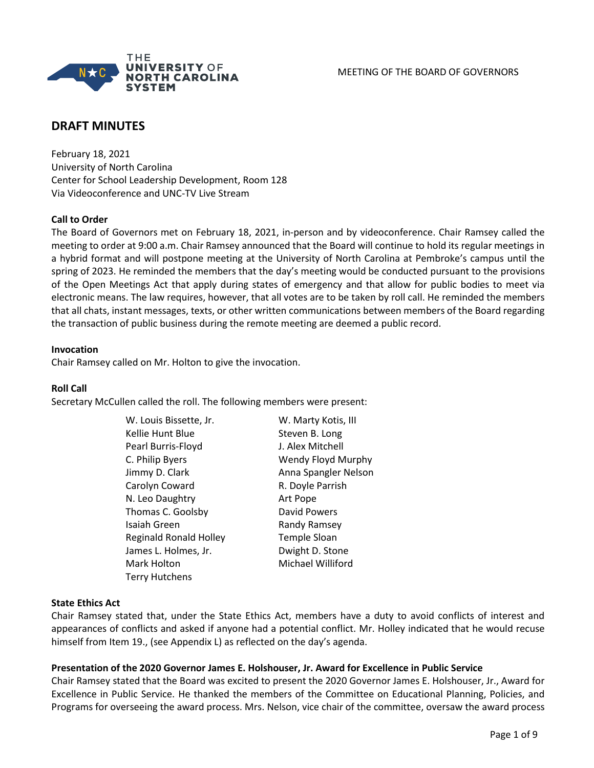MEETING OF THE BOARD OF GOVERNORS

# DRAFT MINUTES

February 18, 2021
University of North Carolina
Center for School Leadership Development, Room 128
Via Videoconference and UNC-TV Live Stream

**Call to Order**
The Board of Governors met on February 18, 2021, in-person and by videoconference. Chair Ramsey called the meeting to order at 9:00 a.m. Chair Ramsey announced that the Board will continue to hold its regular meetings in a hybrid format and will postpone meeting at the University of North Carolina at Pembroke's campus until the spring of 2023. He reminded the members that the day's meeting would be conducted pursuant to the provisions of the Open Meetings Act that apply during states of emergency and that allow for public bodies to meet via electronic means. The law requires, however, that all votes are to be taken by roll call. He reminded the members that all chats, instant messages, texts, or other written communications between members of the Board regarding the transaction of public business during the remote meeting are deemed a public record.

**Invocation**
Chair Ramsey called on Mr. Holton to give the invocation.

**Roll Call**
Secretary McCullen called the roll. The following members were present:

- W. Louis Bissette, Jr.
- Kellie Hunt Blue
- Pearl Burris-Floyd
- C. Philip Byers
- Jimmy D. Clark
- Carolyn Coward
- N. Leo Daughtry
- Thomas C. Goolsby
- Isaiah Green
- Reginald Ronald Holley
- James L. Holmes, Jr.
- Mark Holton
- Terry Hutchens
- W. Marty Kotis, III
- Steven B. Long
- J. Alex Mitchell
- Wendy Floyd Murphy
- Anna Spangler Nelson
- R. Doyle Parrish
- Art Pope
- David Powers
- Randy Ramsey
- Temple Sloan
- Dwight D. Stone
- Michael Williford

**State Ethics Act**
Chair Ramsey stated that, under the State Ethics Act, members have a duty to avoid conflicts of interest and appearances of conflicts and asked if anyone had a potential conflict. Mr. Holley indicated that he would recuse himself from Item 19., (see Appendix L) as reflected on the day's agenda.

**Presentation of the 2020 Governor James E. Holshouser, Jr. Award for Excellence in Public Service**
Chair Ramsey stated that the Board was excited to present the 2020 Governor James E. Holshouser, Jr., Award for Excellence in Public Service. He thanked the members of the Committee on Educational Planning, Policies, and Programs for overseeing the award process. Mrs. Nelson, vice chair of the committee, oversaw the award process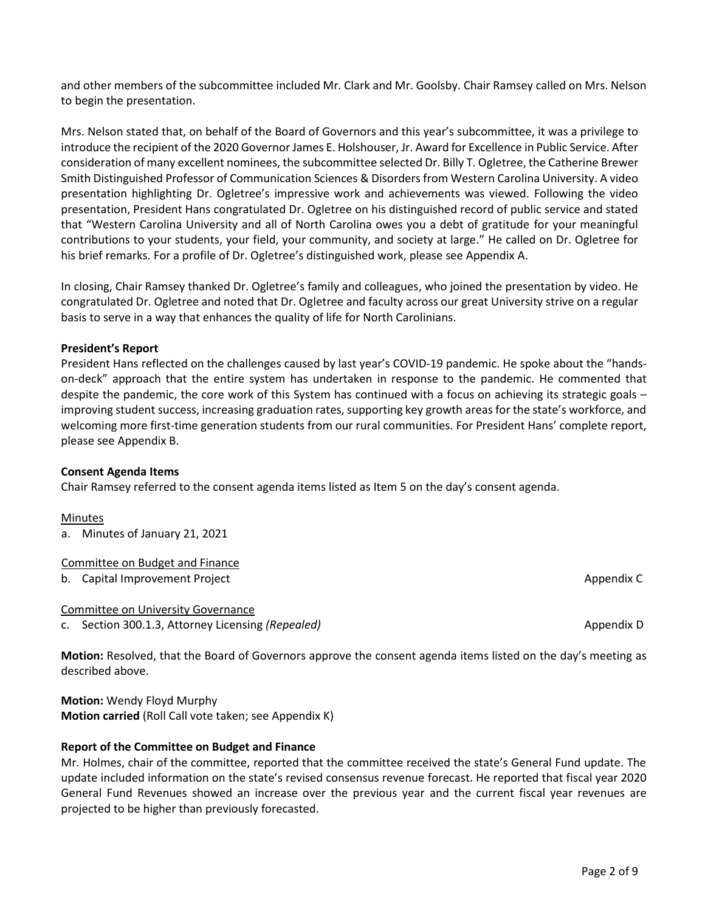and other members of the subcommittee included Mr. Clark and Mr. Goolsby. Chair Ramsey called on Mrs. Nelson to begin the presentation.

Mrs. Nelson stated that, on behalf of the Board of Governors and this year's subcommittee, it was a privilege to introduce the recipient of the 2020 Governor James E. Holshouser, Jr. Award for Excellence in Public Service. After consideration of many excellent nominees, the subcommittee selected Dr. Billy T. Ogletree, the Catherine Brewer Smith Distinguished Professor of Communication Sciences & Disorders from Western Carolina University. A video presentation highlighting Dr. Ogletree's impressive work and achievements was viewed. Following the video presentation, President Hans congratulated Dr. Ogletree on his distinguished record of public service and stated that "Western Carolina University and all of North Carolina owes you a debt of gratitude for your meaningful contributions to your students, your field, your community, and society at large." He called on Dr. Ogletree for his brief remarks. For a profile of Dr. Ogletree's distinguished work, please see Appendix A.

In closing, Chair Ramsey thanked Dr. Ogletree's family and colleagues, who joined the presentation by video. He congratulated Dr. Ogletree and noted that Dr. Ogletree and faculty across our great University strive on a regular basis to serve in a way that enhances the quality of life for North Carolinians.

**President's Report**

President Hans reflected on the challenges caused by last year's COVID-19 pandemic. He spoke about the "hands-on-deck" approach that the entire system has undertaken in response to the pandemic. He commented that despite the pandemic, the core work of this System has continued with a focus on achieving its strategic goals – improving student success, increasing graduation rates, supporting key growth areas for the state's workforce, and welcoming more first-time generation students from our rural communities. For President Hans' complete report, please see Appendix B.

**Consent Agenda Items**

Chair Ramsey referred to the consent agenda items listed as Item 5 on the day's consent agenda.

<u>Minutes</u>

a. Minutes of January 21, 2021

<u>Committee on Budget and Finance</u>

b. Capital Improvement Project — Appendix C

<u>Committee on University Governance</u>

c. Section 300.1.3, Attorney Licensing *(Repealed)* — Appendix D

**Motion:** Resolved, that the Board of Governors approve the consent agenda items listed on the day's meeting as described above.

**Motion:** Wendy Floyd Murphy
**Motion carried** (Roll Call vote taken; see Appendix K)

**Report of the Committee on Budget and Finance**

Mr. Holmes, chair of the committee, reported that the committee received the state's General Fund update. The update included information on the state's revised consensus revenue forecast. He reported that fiscal year 2020 General Fund Revenues showed an increase over the previous year and the current fiscal year revenues are projected to be higher than previously forecasted.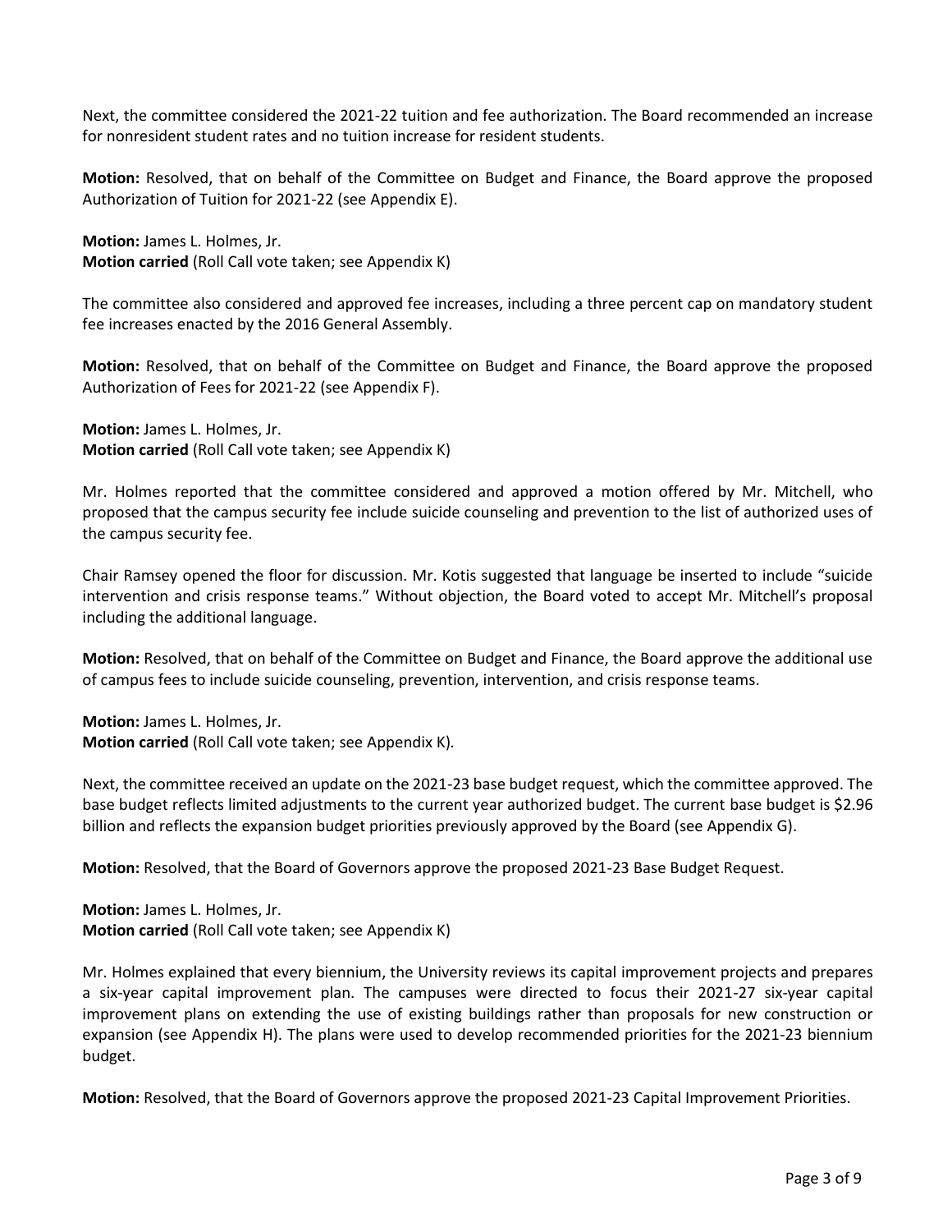Next, the committee considered the 2021-22 tuition and fee authorization. The Board recommended an increase for nonresident student rates and no tuition increase for resident students.

**Motion:** Resolved, that on behalf of the Committee on Budget and Finance, the Board approve the proposed Authorization of Tuition for 2021-22 (see Appendix E).

**Motion:** James L. Holmes, Jr.
**Motion carried** (Roll Call vote taken; see Appendix K)

The committee also considered and approved fee increases, including a three percent cap on mandatory student fee increases enacted by the 2016 General Assembly.

**Motion:** Resolved, that on behalf of the Committee on Budget and Finance, the Board approve the proposed Authorization of Fees for 2021-22 (see Appendix F).

**Motion:** James L. Holmes, Jr.
**Motion carried** (Roll Call vote taken; see Appendix K)

Mr. Holmes reported that the committee considered and approved a motion offered by Mr. Mitchell, who proposed that the campus security fee include suicide counseling and prevention to the list of authorized uses of the campus security fee.

Chair Ramsey opened the floor for discussion. Mr. Kotis suggested that language be inserted to include "suicide intervention and crisis response teams." Without objection, the Board voted to accept Mr. Mitchell's proposal including the additional language.

**Motion:** Resolved, that on behalf of the Committee on Budget and Finance, the Board approve the additional use of campus fees to include suicide counseling, prevention, intervention, and crisis response teams.

**Motion:** James L. Holmes, Jr.
**Motion carried** (Roll Call vote taken; see Appendix K).

Next, the committee received an update on the 2021-23 base budget request, which the committee approved. The base budget reflects limited adjustments to the current year authorized budget. The current base budget is $2.96 billion and reflects the expansion budget priorities previously approved by the Board (see Appendix G).

**Motion:** Resolved, that the Board of Governors approve the proposed 2021-23 Base Budget Request.

**Motion:** James L. Holmes, Jr.
**Motion carried** (Roll Call vote taken; see Appendix K)

Mr. Holmes explained that every biennium, the University reviews its capital improvement projects and prepares a six-year capital improvement plan. The campuses were directed to focus their 2021-27 six-year capital improvement plans on extending the use of existing buildings rather than proposals for new construction or expansion (see Appendix H). The plans were used to develop recommended priorities for the 2021-23 biennium budget.

**Motion:** Resolved, that the Board of Governors approve the proposed 2021-23 Capital Improvement Priorities.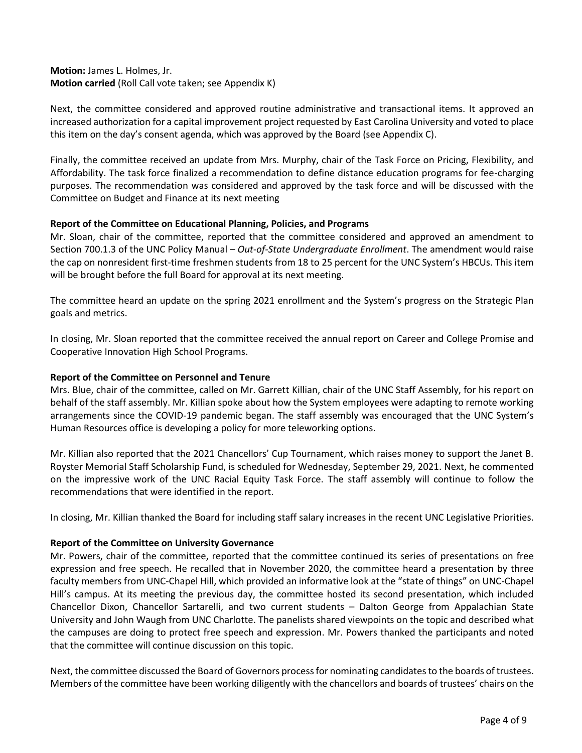**Motion:** James L. Holmes, Jr.
**Motion carried** (Roll Call vote taken; see Appendix K)

Next, the committee considered and approved routine administrative and transactional items. It approved an increased authorization for a capital improvement project requested by East Carolina University and voted to place this item on the day's consent agenda, which was approved by the Board (see Appendix C).

Finally, the committee received an update from Mrs. Murphy, chair of the Task Force on Pricing, Flexibility, and Affordability. The task force finalized a recommendation to define distance education programs for fee-charging purposes. The recommendation was considered and approved by the task force and will be discussed with the Committee on Budget and Finance at its next meeting

**Report of the Committee on Educational Planning, Policies, and Programs**
Mr. Sloan, chair of the committee, reported that the committee considered and approved an amendment to Section 700.1.3 of the UNC Policy Manual – *Out-of-State Undergraduate Enrollment*. The amendment would raise the cap on nonresident first-time freshmen students from 18 to 25 percent for the UNC System's HBCUs. This item will be brought before the full Board for approval at its next meeting.

The committee heard an update on the spring 2021 enrollment and the System's progress on the Strategic Plan goals and metrics.

In closing, Mr. Sloan reported that the committee received the annual report on Career and College Promise and Cooperative Innovation High School Programs.

**Report of the Committee on Personnel and Tenure**
Mrs. Blue, chair of the committee, called on Mr. Garrett Killian, chair of the UNC Staff Assembly, for his report on behalf of the staff assembly. Mr. Killian spoke about how the System employees were adapting to remote working arrangements since the COVID-19 pandemic began. The staff assembly was encouraged that the UNC System's Human Resources office is developing a policy for more teleworking options.

Mr. Killian also reported that the 2021 Chancellors' Cup Tournament, which raises money to support the Janet B. Royster Memorial Staff Scholarship Fund, is scheduled for Wednesday, September 29, 2021. Next, he commented on the impressive work of the UNC Racial Equity Task Force. The staff assembly will continue to follow the recommendations that were identified in the report.

In closing, Mr. Killian thanked the Board for including staff salary increases in the recent UNC Legislative Priorities.

**Report of the Committee on University Governance**
Mr. Powers, chair of the committee, reported that the committee continued its series of presentations on free expression and free speech. He recalled that in November 2020, the committee heard a presentation by three faculty members from UNC-Chapel Hill, which provided an informative look at the "state of things" on UNC-Chapel Hill's campus. At its meeting the previous day, the committee hosted its second presentation, which included Chancellor Dixon, Chancellor Sartarelli, and two current students – Dalton George from Appalachian State University and John Waugh from UNC Charlotte. The panelists shared viewpoints on the topic and described what the campuses are doing to protect free speech and expression. Mr. Powers thanked the participants and noted that the committee will continue discussion on this topic.

Next, the committee discussed the Board of Governors process for nominating candidates to the boards of trustees. Members of the committee have been working diligently with the chancellors and boards of trustees' chairs on the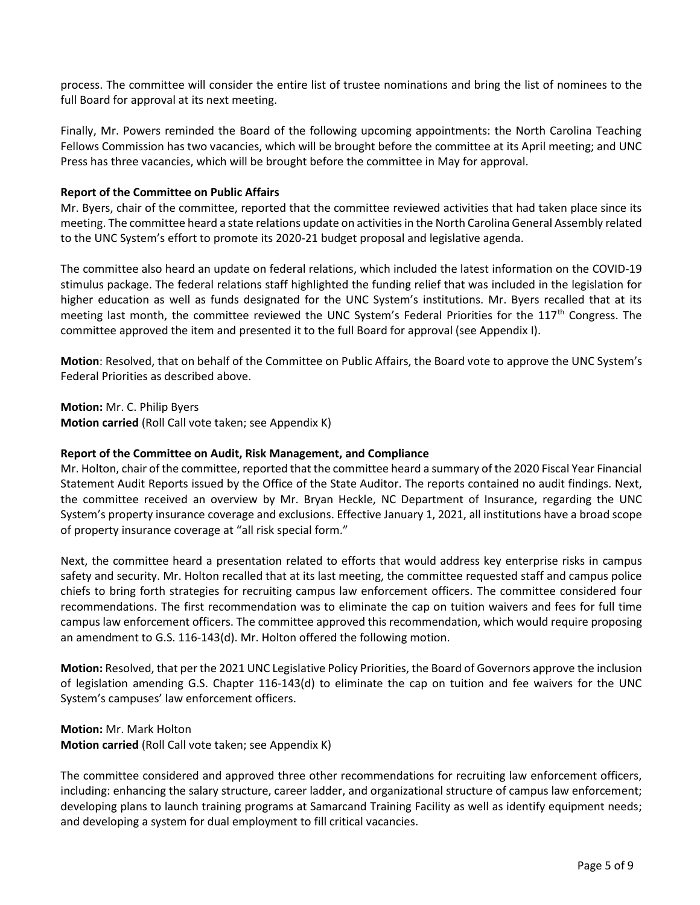process. The committee will consider the entire list of trustee nominations and bring the list of nominees to the full Board for approval at its next meeting.

Finally, Mr. Powers reminded the Board of the following upcoming appointments: the North Carolina Teaching Fellows Commission has two vacancies, which will be brought before the committee at its April meeting; and UNC Press has three vacancies, which will be brought before the committee in May for approval.

**Report of the Committee on Public Affairs**

Mr. Byers, chair of the committee, reported that the committee reviewed activities that had taken place since its meeting. The committee heard a state relations update on activities in the North Carolina General Assembly related to the UNC System's effort to promote its 2020-21 budget proposal and legislative agenda.

The committee also heard an update on federal relations, which included the latest information on the COVID-19 stimulus package. The federal relations staff highlighted the funding relief that was included in the legislation for higher education as well as funds designated for the UNC System's institutions. Mr. Byers recalled that at its meeting last month, the committee reviewed the UNC System's Federal Priorities for the 117th Congress. The committee approved the item and presented it to the full Board for approval (see Appendix I).

**Motion**: Resolved, that on behalf of the Committee on Public Affairs, the Board vote to approve the UNC System's Federal Priorities as described above.

**Motion:** Mr. C. Philip Byers
**Motion carried** (Roll Call vote taken; see Appendix K)

**Report of the Committee on Audit, Risk Management, and Compliance**

Mr. Holton, chair of the committee, reported that the committee heard a summary of the 2020 Fiscal Year Financial Statement Audit Reports issued by the Office of the State Auditor. The reports contained no audit findings. Next, the committee received an overview by Mr. Bryan Heckle, NC Department of Insurance, regarding the UNC System's property insurance coverage and exclusions. Effective January 1, 2021, all institutions have a broad scope of property insurance coverage at "all risk special form."

Next, the committee heard a presentation related to efforts that would address key enterprise risks in campus safety and security. Mr. Holton recalled that at its last meeting, the committee requested staff and campus police chiefs to bring forth strategies for recruiting campus law enforcement officers. The committee considered four recommendations. The first recommendation was to eliminate the cap on tuition waivers and fees for full time campus law enforcement officers. The committee approved this recommendation, which would require proposing an amendment to G.S. 116-143(d). Mr. Holton offered the following motion.

**Motion:** Resolved, that per the 2021 UNC Legislative Policy Priorities, the Board of Governors approve the inclusion of legislation amending G.S. Chapter 116-143(d) to eliminate the cap on tuition and fee waivers for the UNC System's campuses' law enforcement officers.

**Motion:** Mr. Mark Holton
**Motion carried** (Roll Call vote taken; see Appendix K)

The committee considered and approved three other recommendations for recruiting law enforcement officers, including: enhancing the salary structure, career ladder, and organizational structure of campus law enforcement; developing plans to launch training programs at Samarcand Training Facility as well as identify equipment needs; and developing a system for dual employment to fill critical vacancies.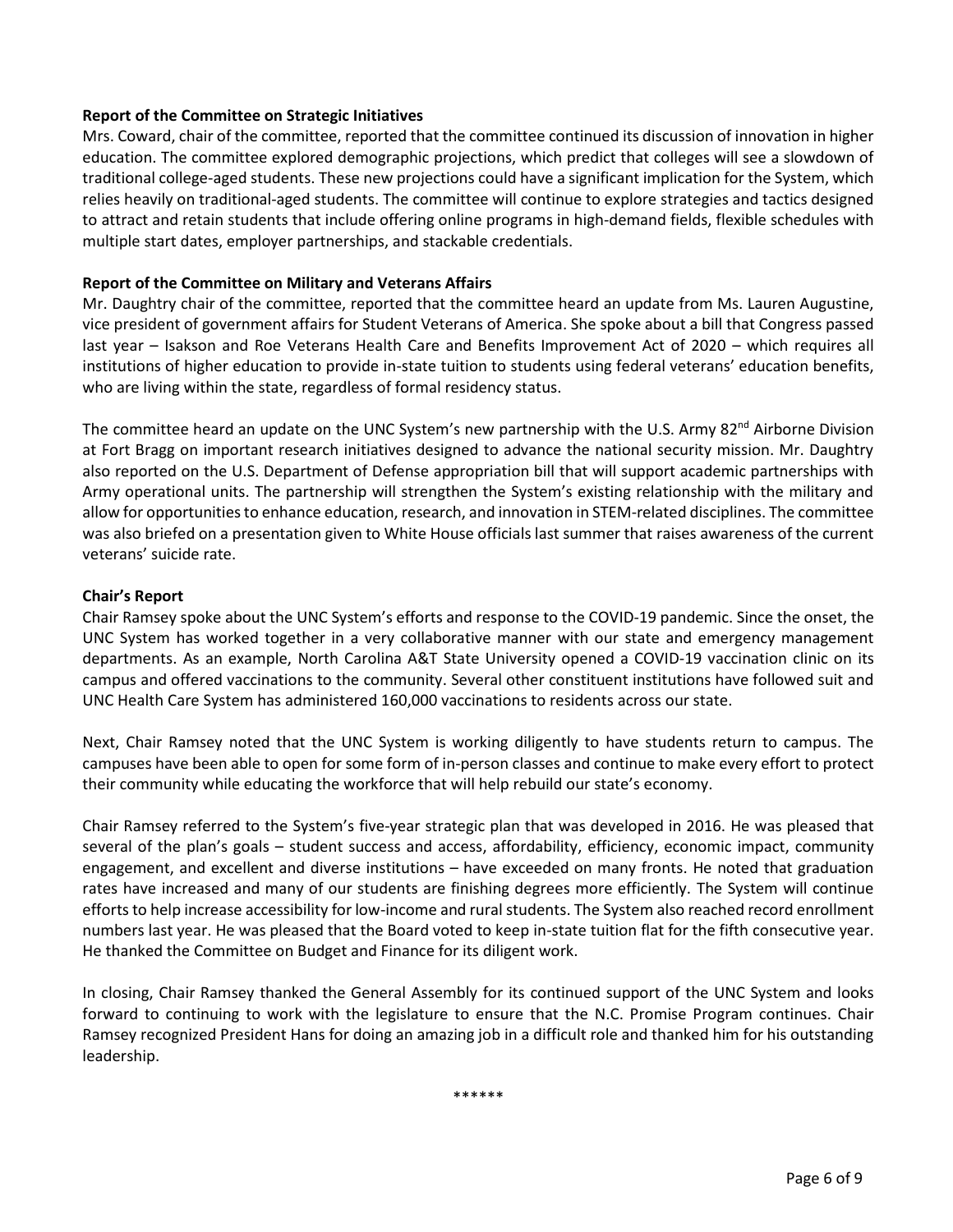**Report of the Committee on Strategic Initiatives**

Mrs. Coward, chair of the committee, reported that the committee continued its discussion of innovation in higher education. The committee explored demographic projections, which predict that colleges will see a slowdown of traditional college-aged students. These new projections could have a significant implication for the System, which relies heavily on traditional-aged students. The committee will continue to explore strategies and tactics designed to attract and retain students that include offering online programs in high-demand fields, flexible schedules with multiple start dates, employer partnerships, and stackable credentials.

**Report of the Committee on Military and Veterans Affairs**

Mr. Daughtry chair of the committee, reported that the committee heard an update from Ms. Lauren Augustine, vice president of government affairs for Student Veterans of America. She spoke about a bill that Congress passed last year – Isakson and Roe Veterans Health Care and Benefits Improvement Act of 2020 – which requires all institutions of higher education to provide in-state tuition to students using federal veterans' education benefits, who are living within the state, regardless of formal residency status.

The committee heard an update on the UNC System's new partnership with the U.S. Army 82nd Airborne Division at Fort Bragg on important research initiatives designed to advance the national security mission. Mr. Daughtry also reported on the U.S. Department of Defense appropriation bill that will support academic partnerships with Army operational units. The partnership will strengthen the System's existing relationship with the military and allow for opportunities to enhance education, research, and innovation in STEM-related disciplines. The committee was also briefed on a presentation given to White House officials last summer that raises awareness of the current veterans' suicide rate.

**Chair's Report**

Chair Ramsey spoke about the UNC System's efforts and response to the COVID-19 pandemic. Since the onset, the UNC System has worked together in a very collaborative manner with our state and emergency management departments. As an example, North Carolina A&T State University opened a COVID-19 vaccination clinic on its campus and offered vaccinations to the community. Several other constituent institutions have followed suit and UNC Health Care System has administered 160,000 vaccinations to residents across our state.

Next, Chair Ramsey noted that the UNC System is working diligently to have students return to campus. The campuses have been able to open for some form of in-person classes and continue to make every effort to protect their community while educating the workforce that will help rebuild our state's economy.

Chair Ramsey referred to the System's five-year strategic plan that was developed in 2016. He was pleased that several of the plan's goals – student success and access, affordability, efficiency, economic impact, community engagement, and excellent and diverse institutions – have exceeded on many fronts. He noted that graduation rates have increased and many of our students are finishing degrees more efficiently. The System will continue efforts to help increase accessibility for low-income and rural students. The System also reached record enrollment numbers last year. He was pleased that the Board voted to keep in-state tuition flat for the fifth consecutive year. He thanked the Committee on Budget and Finance for its diligent work.

In closing, Chair Ramsey thanked the General Assembly for its continued support of the UNC System and looks forward to continuing to work with the legislature to ensure that the N.C. Promise Program continues. Chair Ramsey recognized President Hans for doing an amazing job in a difficult role and thanked him for his outstanding leadership.

******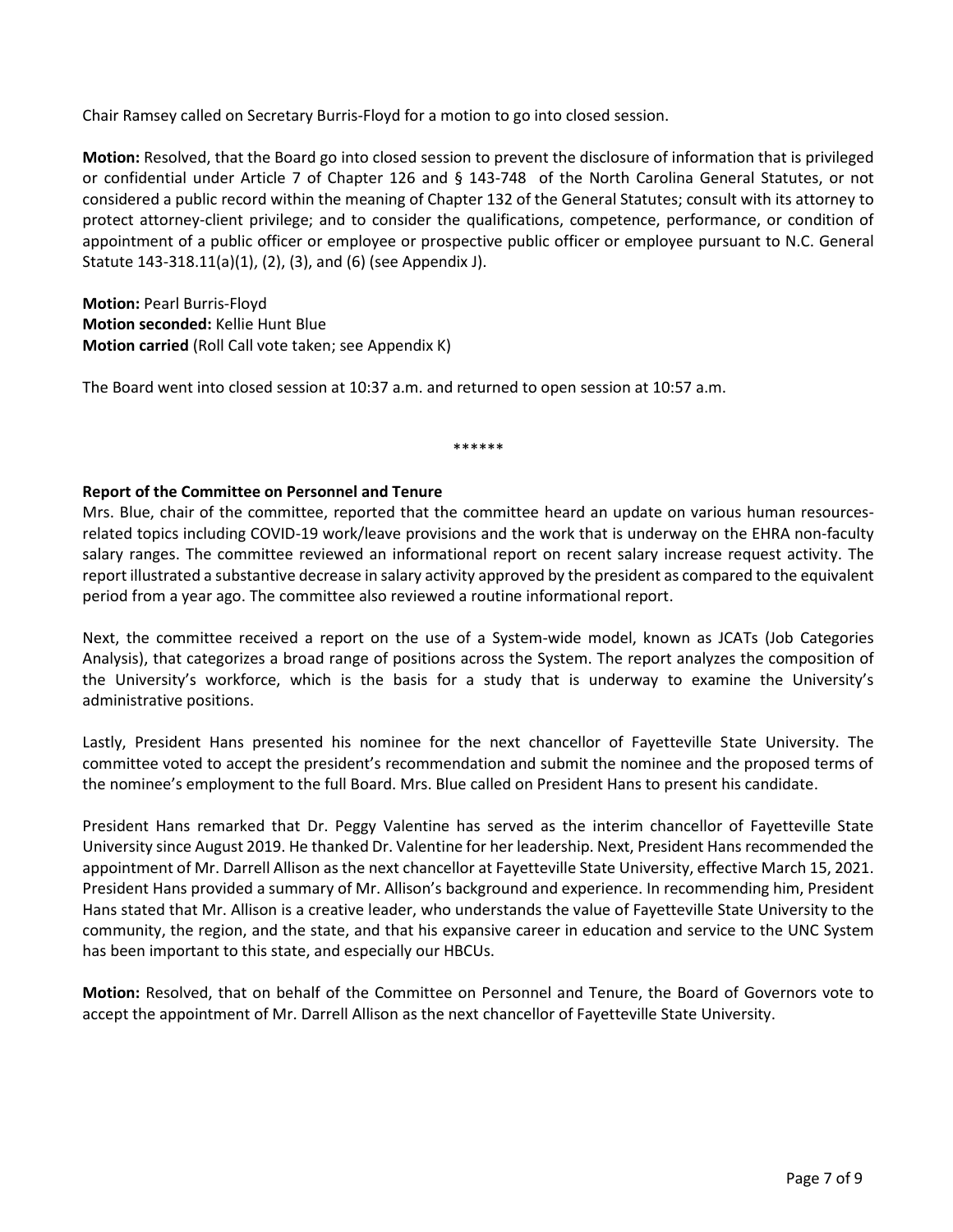Chair Ramsey called on Secretary Burris-Floyd for a motion to go into closed session.

**Motion:** Resolved, that the Board go into closed session to prevent the disclosure of information that is privileged or confidential under Article 7 of Chapter 126 and § 143-748 of the North Carolina General Statutes, or not considered a public record within the meaning of Chapter 132 of the General Statutes; consult with its attorney to protect attorney-client privilege; and to consider the qualifications, competence, performance, or condition of appointment of a public officer or employee or prospective public officer or employee pursuant to N.C. General Statute 143-318.11(a)(1), (2), (3), and (6) (see Appendix J).

**Motion:** Pearl Burris-Floyd
**Motion seconded:** Kellie Hunt Blue
**Motion carried** (Roll Call vote taken; see Appendix K)

The Board went into closed session at 10:37 a.m. and returned to open session at 10:57 a.m.

******

**Report of the Committee on Personnel and Tenure**

Mrs. Blue, chair of the committee, reported that the committee heard an update on various human resources-related topics including COVID-19 work/leave provisions and the work that is underway on the EHRA non-faculty salary ranges. The committee reviewed an informational report on recent salary increase request activity. The report illustrated a substantive decrease in salary activity approved by the president as compared to the equivalent period from a year ago. The committee also reviewed a routine informational report.

Next, the committee received a report on the use of a System-wide model, known as JCATs (Job Categories Analysis), that categorizes a broad range of positions across the System. The report analyzes the composition of the University's workforce, which is the basis for a study that is underway to examine the University's administrative positions.

Lastly, President Hans presented his nominee for the next chancellor of Fayetteville State University. The committee voted to accept the president's recommendation and submit the nominee and the proposed terms of the nominee's employment to the full Board. Mrs. Blue called on President Hans to present his candidate.

President Hans remarked that Dr. Peggy Valentine has served as the interim chancellor of Fayetteville State University since August 2019. He thanked Dr. Valentine for her leadership. Next, President Hans recommended the appointment of Mr. Darrell Allison as the next chancellor at Fayetteville State University, effective March 15, 2021. President Hans provided a summary of Mr. Allison's background and experience. In recommending him, President Hans stated that Mr. Allison is a creative leader, who understands the value of Fayetteville State University to the community, the region, and the state, and that his expansive career in education and service to the UNC System has been important to this state, and especially our HBCUs.

**Motion:** Resolved, that on behalf of the Committee on Personnel and Tenure, the Board of Governors vote to accept the appointment of Mr. Darrell Allison as the next chancellor of Fayetteville State University.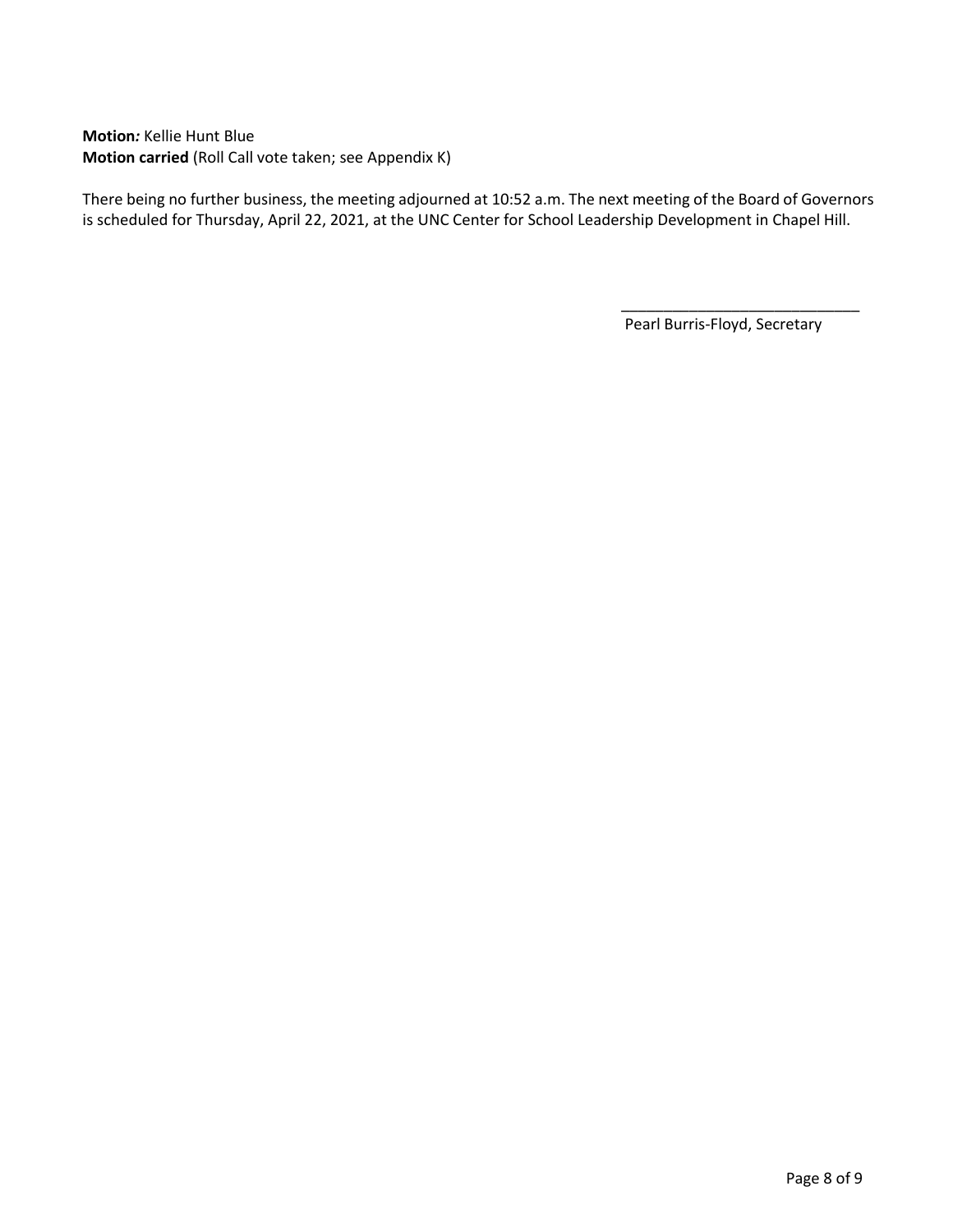**Motion:** Kellie Hunt Blue
**Motion carried** (Roll Call vote taken; see Appendix K)

There being no further business, the meeting adjourned at 10:52 a.m. The next meeting of the Board of Governors is scheduled for Thursday, April 22, 2021, at the UNC Center for School Leadership Development in Chapel Hill.

\_\_\_\_\_\_\_\_\_\_\_\_\_\_\_\_\_\_\_\_\_\_\_\_\_\_\_\_

Pearl Burris-Floyd, Secretary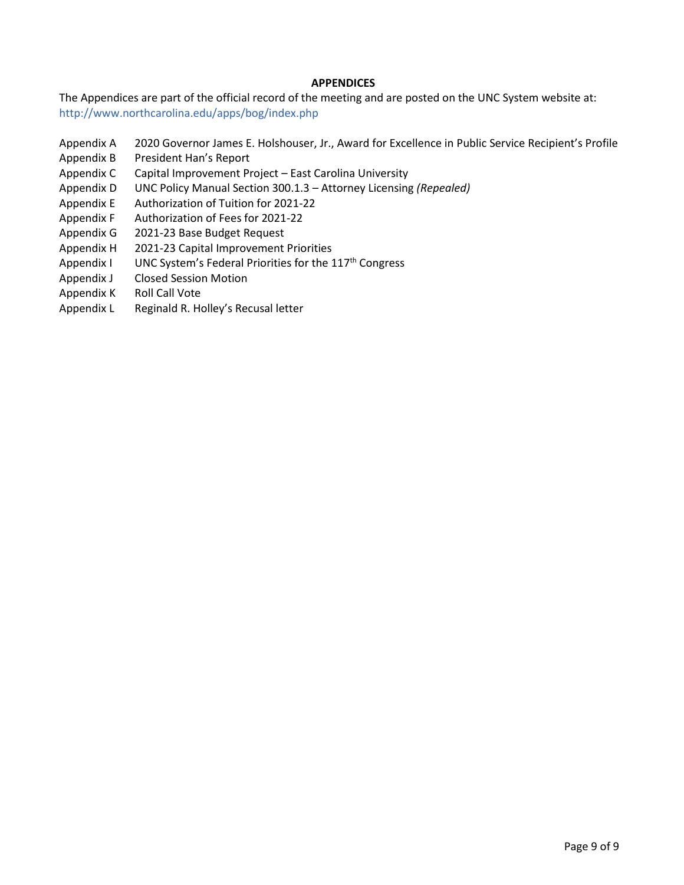**APPENDICES**

The Appendices are part of the official record of the meeting and are posted on the UNC System website at: http://www.northcarolina.edu/apps/bog/index.php

| | |
|---|---|
| Appendix A | 2020 Governor James E. Holshouser, Jr., Award for Excellence in Public Service Recipient's Profile |
| Appendix B | President Han's Report |
| Appendix C | Capital Improvement Project – East Carolina University |
| Appendix D | UNC Policy Manual Section 300.1.3 – Attorney Licensing *(Repealed)* |
| Appendix E | Authorization of Tuition for 2021-22 |
| Appendix F | Authorization of Fees for 2021-22 |
| Appendix G | 2021-23 Base Budget Request |
| Appendix H | 2021-23 Capital Improvement Priorities |
| Appendix I | UNC System's Federal Priorities for the 117th Congress |
| Appendix J | Closed Session Motion |
| Appendix K | Roll Call Vote |
| Appendix L | Reginald R. Holley's Recusal letter |